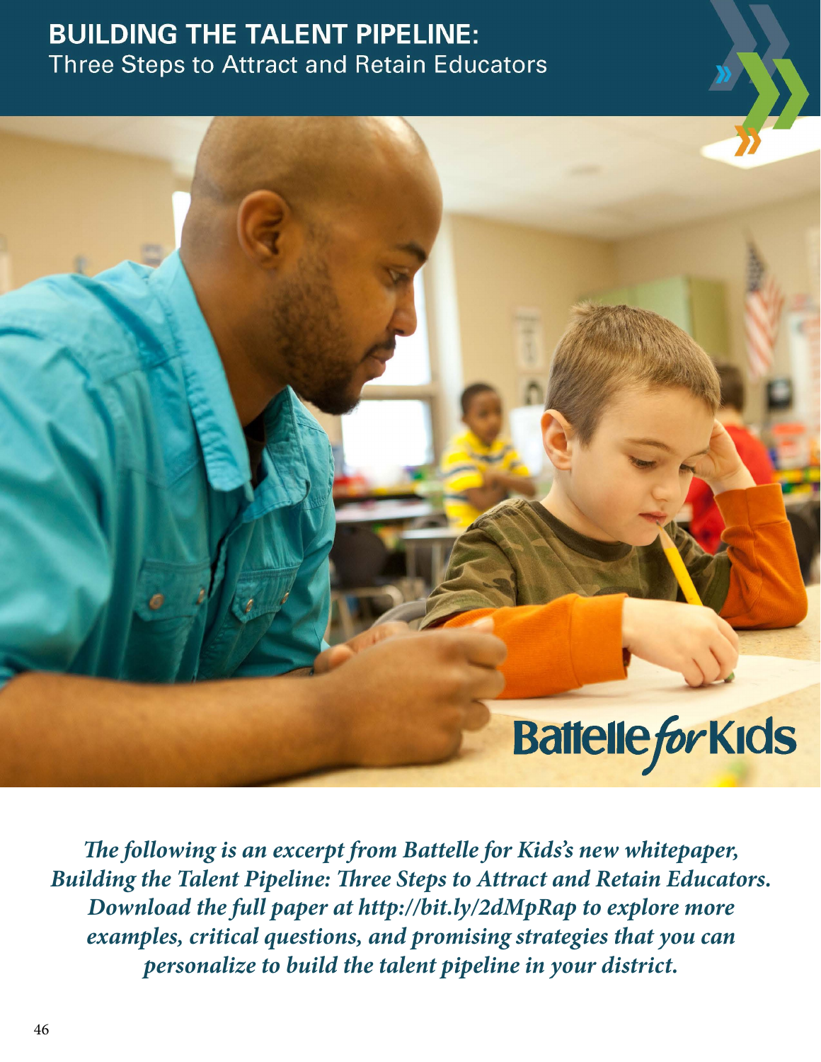# BUILDING THE TALENT PIPELINE:

## Three Steps to Attract and Retain Educators

Battelle for Kids

***The following is an excerpt from Battelle for Kids's new whitepaper, Building the Talent Pipeline: Three Steps to Attract and Retain Educators. Download the full paper at http://bit.ly/2dMpRap to explore more examples, critical questions, and promising strategies that you can personalize to build the talent pipeline in your district.***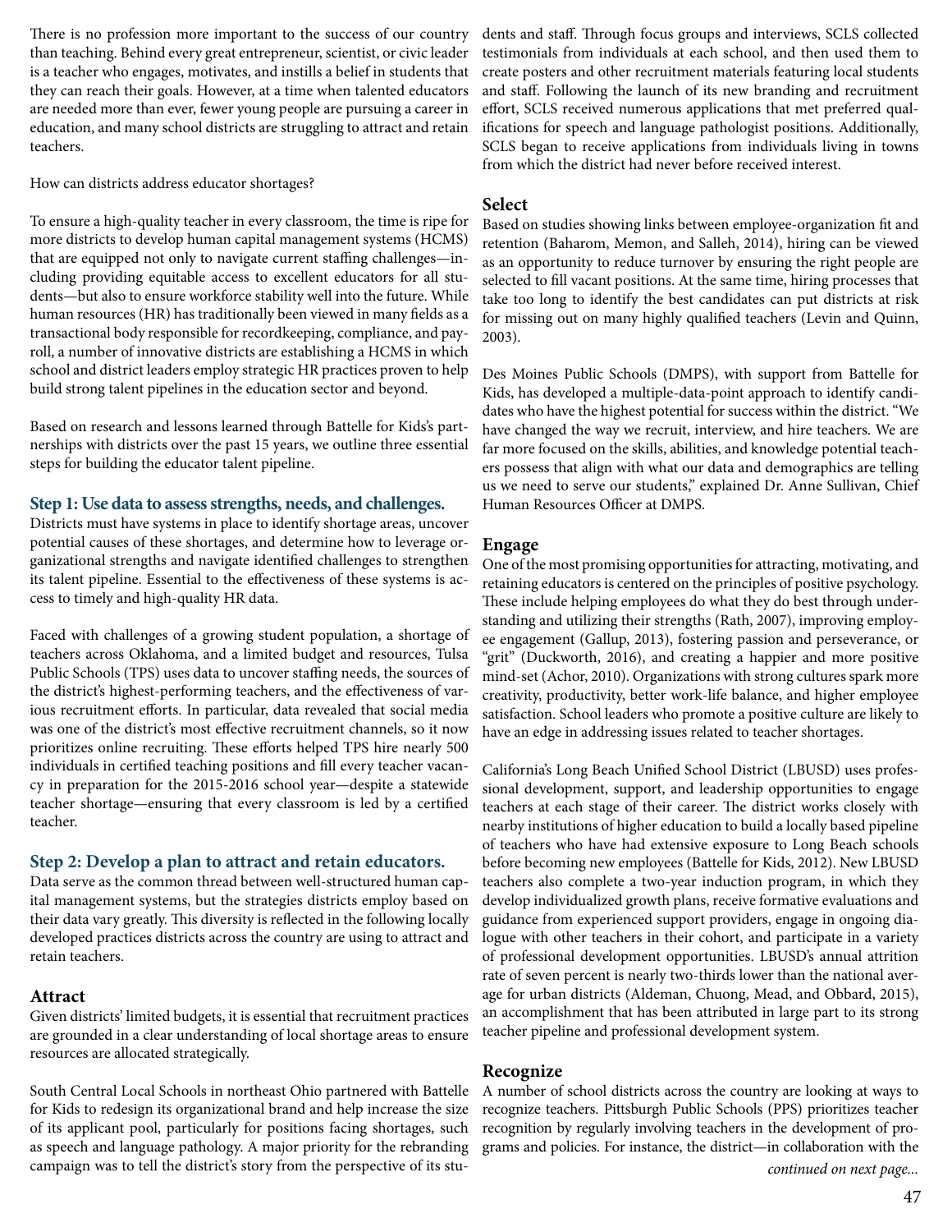There is no profession more important to the success of our country than teaching. Behind every great entrepreneur, scientist, or civic leader is a teacher who engages, motivates, and instills a belief in students that they can reach their goals. However, at a time when talented educators are needed more than ever, fewer young people are pursuing a career in education, and many school districts are struggling to attract and retain teachers.

How can districts address educator shortages?

To ensure a high-quality teacher in every classroom, the time is ripe for more districts to develop human capital management systems (HCMS) that are equipped not only to navigate current staffing challenges—including providing equitable access to excellent educators for all students—but also to ensure workforce stability well into the future. While human resources (HR) has traditionally been viewed in many fields as a transactional body responsible for recordkeeping, compliance, and payroll, a number of innovative districts are establishing a HCMS in which school and district leaders employ strategic HR practices proven to help build strong talent pipelines in the education sector and beyond.

Based on research and lessons learned through Battelle for Kids's partnerships with districts over the past 15 years, we outline three essential steps for building the educator talent pipeline.

## Step 1: Use data to assess strengths, needs, and challenges.

Districts must have systems in place to identify shortage areas, uncover potential causes of these shortages, and determine how to leverage organizational strengths and navigate identified challenges to strengthen its talent pipeline. Essential to the effectiveness of these systems is access to timely and high-quality HR data.

Faced with challenges of a growing student population, a shortage of teachers across Oklahoma, and a limited budget and resources, Tulsa Public Schools (TPS) uses data to uncover staffing needs, the sources of the district's highest-performing teachers, and the effectiveness of various recruitment efforts. In particular, data revealed that social media was one of the district's most effective recruitment channels, so it now prioritizes online recruiting. These efforts helped TPS hire nearly 500 individuals in certified teaching positions and fill every teacher vacancy in preparation for the 2015-2016 school year—despite a statewide teacher shortage—ensuring that every classroom is led by a certified teacher.

## Step 2: Develop a plan to attract and retain educators.

Data serve as the common thread between well-structured human capital management systems, but the strategies districts employ based on their data vary greatly. This diversity is reflected in the following locally developed practices districts across the country are using to attract and retain teachers.

### Attract

Given districts' limited budgets, it is essential that recruitment practices are grounded in a clear understanding of local shortage areas to ensure resources are allocated strategically.

South Central Local Schools in northeast Ohio partnered with Battelle for Kids to redesign its organizational brand and help increase the size of its applicant pool, particularly for positions facing shortages, such as speech and language pathology. A major priority for the rebranding campaign was to tell the district's story from the perspective of its students and staff. Through focus groups and interviews, SCLS collected testimonials from individuals at each school, and then used them to create posters and other recruitment materials featuring local students and staff. Following the launch of its new branding and recruitment effort, SCLS received numerous applications that met preferred qualifications for speech and language pathologist positions. Additionally, SCLS began to receive applications from individuals living in towns from which the district had never before received interest.

### Select

Based on studies showing links between employee-organization fit and retention (Baharom, Memon, and Salleh, 2014), hiring can be viewed as an opportunity to reduce turnover by ensuring the right people are selected to fill vacant positions. At the same time, hiring processes that take too long to identify the best candidates can put districts at risk for missing out on many highly qualified teachers (Levin and Quinn, 2003).

Des Moines Public Schools (DMPS), with support from Battelle for Kids, has developed a multiple-data-point approach to identify candidates who have the highest potential for success within the district. "We have changed the way we recruit, interview, and hire teachers. We are far more focused on the skills, abilities, and knowledge potential teachers possess that align with what our data and demographics are telling us we need to serve our students," explained Dr. Anne Sullivan, Chief Human Resources Officer at DMPS.

### Engage

One of the most promising opportunities for attracting, motivating, and retaining educators is centered on the principles of positive psychology. These include helping employees do what they do best through understanding and utilizing their strengths (Rath, 2007), improving employee engagement (Gallup, 2013), fostering passion and perseverance, or "grit" (Duckworth, 2016), and creating a happier and more positive mind-set (Achor, 2010). Organizations with strong cultures spark more creativity, productivity, better work-life balance, and higher employee satisfaction. School leaders who promote a positive culture are likely to have an edge in addressing issues related to teacher shortages.

California's Long Beach Unified School District (LBUSD) uses professional development, support, and leadership opportunities to engage teachers at each stage of their career. The district works closely with nearby institutions of higher education to build a locally based pipeline of teachers who have had extensive exposure to Long Beach schools before becoming new employees (Battelle for Kids, 2012). New LBUSD teachers also complete a two-year induction program, in which they develop individualized growth plans, receive formative evaluations and guidance from experienced support providers, engage in ongoing dialogue with other teachers in their cohort, and participate in a variety of professional development opportunities. LBUSD's annual attrition rate of seven percent is nearly two-thirds lower than the national average for urban districts (Aldeman, Chuong, Mead, and Obbard, 2015), an accomplishment that has been attributed in large part to its strong teacher pipeline and professional development system.

### Recognize

A number of school districts across the country are looking at ways to recognize teachers. Pittsburgh Public Schools (PPS) prioritizes teacher recognition by regularly involving teachers in the development of programs and policies. For instance, the district—in collaboration with the

*continued on next page...*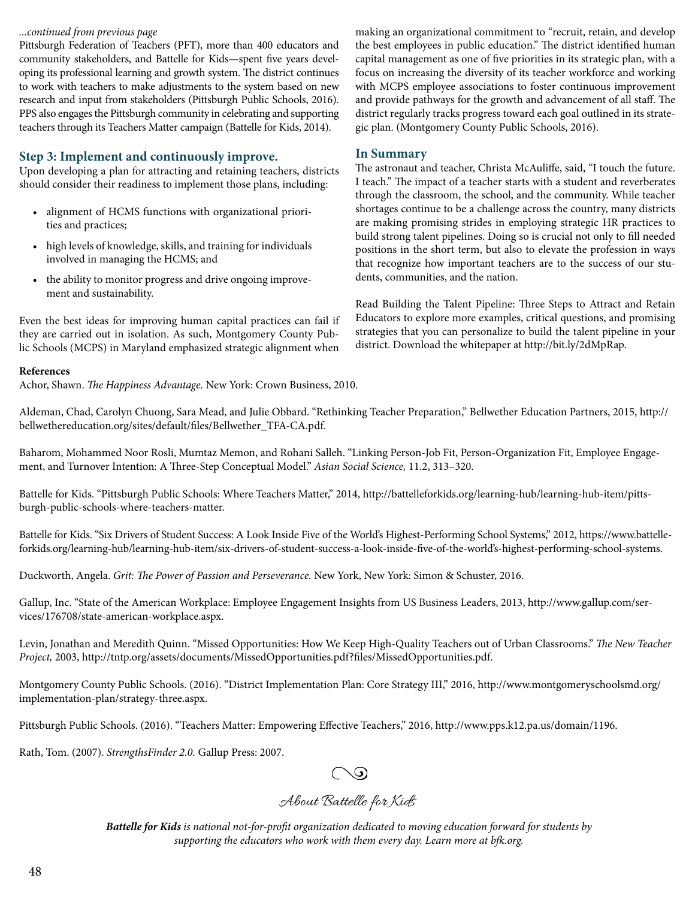*...continued from previous page*

Pittsburgh Federation of Teachers (PFT), more than 400 educators and community stakeholders, and Battelle for Kids—spent five years developing its professional learning and growth system. The district continues to work with teachers to make adjustments to the system based on new research and input from stakeholders (Pittsburgh Public Schools, 2016). PPS also engages the Pittsburgh community in celebrating and supporting teachers through its Teachers Matter campaign (Battelle for Kids, 2014).

### Step 3: Implement and continuously improve.

Upon developing a plan for attracting and retaining teachers, districts should consider their readiness to implement those plans, including:

- alignment of HCMS functions with organizational priorities and practices;
- high levels of knowledge, skills, and training for individuals involved in managing the HCMS; and
- the ability to monitor progress and drive ongoing improvement and sustainability.

Even the best ideas for improving human capital practices can fail if they are carried out in isolation. As such, Montgomery County Public Schools (MCPS) in Maryland emphasized strategic alignment when making an organizational commitment to "recruit, retain, and develop the best employees in public education." The district identified human capital management as one of five priorities in its strategic plan, with a focus on increasing the diversity of its teacher workforce and working with MCPS employee associations to foster continuous improvement and provide pathways for the growth and advancement of all staff. The district regularly tracks progress toward each goal outlined in its strategic plan. (Montgomery County Public Schools, 2016).

### In Summary

The astronaut and teacher, Christa McAuliffe, said, "I touch the future. I teach." The impact of a teacher starts with a student and reverberates through the classroom, the school, and the community. While teacher shortages continue to be a challenge across the country, many districts are making promising strides in employing strategic HR practices to build strong talent pipelines. Doing so is crucial not only to fill needed positions in the short term, but also to elevate the profession in ways that recognize how important teachers are to the success of our students, communities, and the nation.

Read Building the Talent Pipeline: Three Steps to Attract and Retain Educators to explore more examples, critical questions, and promising strategies that you can personalize to build the talent pipeline in your district. Download the whitepaper at http://bit.ly/2dMpRap.

**References**

Achor, Shawn. *The Happiness Advantage.* New York: Crown Business, 2010.

Aldeman, Chad, Carolyn Chuong, Sara Mead, and Julie Obbard. "Rethinking Teacher Preparation," Bellwether Education Partners, 2015, http://bellwethereducation.org/sites/default/files/Bellwether_TFA-CA.pdf.

Baharom, Mohammed Noor Rosli, Mumtaz Memon, and Rohani Salleh. "Linking Person-Job Fit, Person-Organization Fit, Employee Engagement, and Turnover Intention: A Three-Step Conceptual Model." *Asian Social Science,* 11.2, 313–320.

Battelle for Kids. "Pittsburgh Public Schools: Where Teachers Matter," 2014, http://battelleforkids.org/learning-hub/learning-hub-item/pittsburgh-public-schools-where-teachers-matter.

Battelle for Kids. "Six Drivers of Student Success: A Look Inside Five of the World's Highest-Performing School Systems," 2012, https://www.battelleforkids.org/learning-hub/learning-hub-item/six-drivers-of-student-success-a-look-inside-five-of-the-world's-highest-performing-school-systems.

Duckworth, Angela. *Grit: The Power of Passion and Perseverance.* New York, New York: Simon & Schuster, 2016.

Gallup, Inc. "State of the American Workplace: Employee Engagement Insights from US Business Leaders, 2013, http://www.gallup.com/services/176708/state-american-workplace.aspx.

Levin, Jonathan and Meredith Quinn. "Missed Opportunities: How We Keep High-Quality Teachers out of Urban Classrooms." *The New Teacher Project,* 2003, http://tntp.org/assets/documents/MissedOpportunities.pdf?files/MissedOpportunities.pdf.

Montgomery County Public Schools. (2016). "District Implementation Plan: Core Strategy III," 2016, http://www.montgomeryschoolsmd.org/implementation-plan/strategy-three.aspx.

Pittsburgh Public Schools. (2016). "Teachers Matter: Empowering Effective Teachers," 2016, http://www.pps.k12.pa.us/domain/1196.

Rath, Tom. (2007). *StrengthsFinder 2.0.* Gallup Press: 2007.

## About Battelle for Kids

***Battelle for Kids*** *is national not-for-profit organization dedicated to moving education forward for students by supporting the educators who work with them every day. Learn more at bfk.org.*